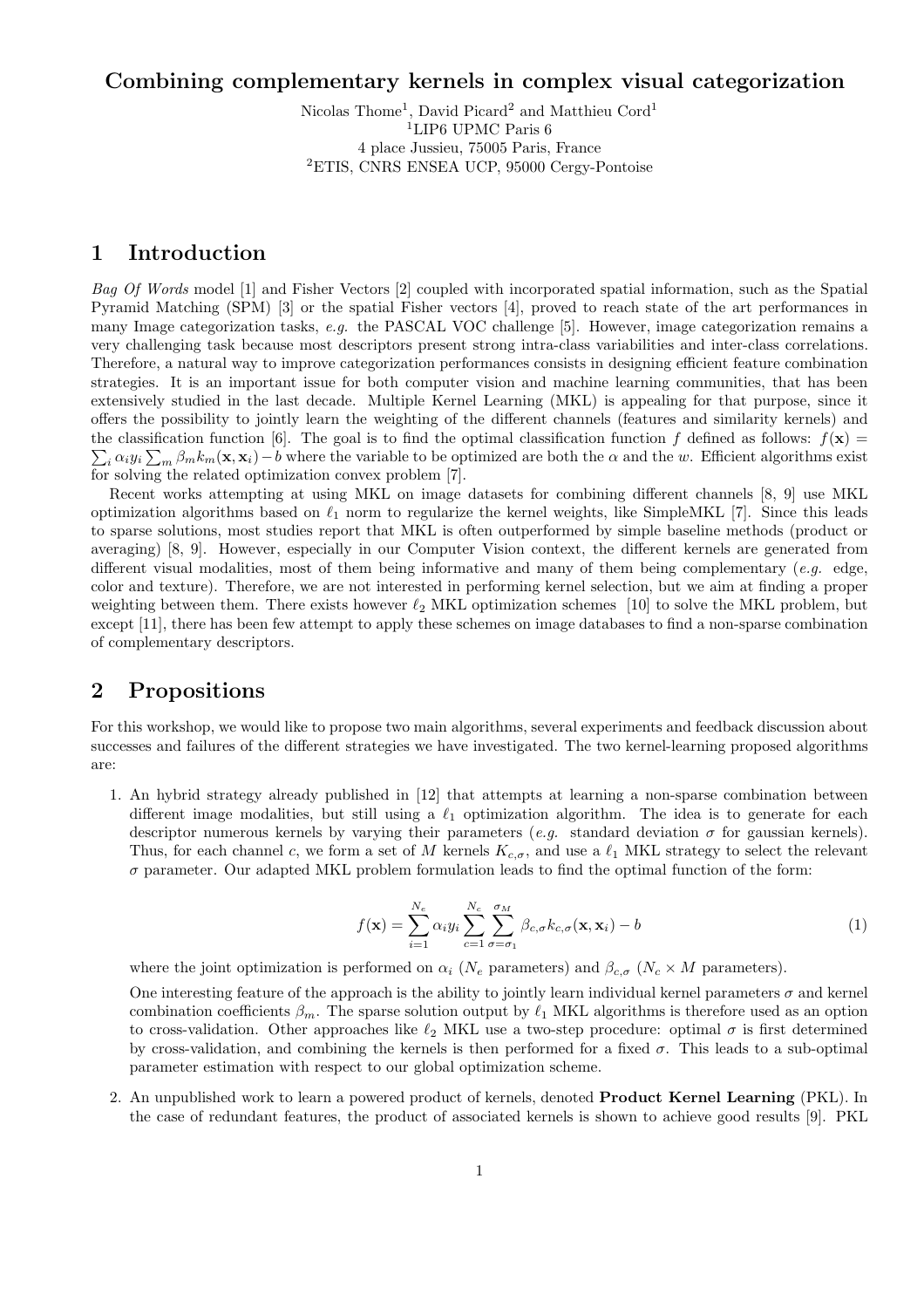# Combining complementary kernels in complex visual categorization

Nicolas Thome[1], David Picard[2] and Matthieu Cord[1]
[1]LIP6 UPMC Paris 6
4 place Jussieu, 75005 Paris, France
[2]ETIS, CNRS ENSEA UCP, 95000 Cergy-Pontoise

## 1 Introduction

*Bag Of Words* model [1] and Fisher Vectors [2] coupled with incorporated spatial information, such as the Spatial Pyramid Matching (SPM) [3] or the spatial Fisher vectors [4], proved to reach state of the art performances in many Image categorization tasks, *e.g.* the PASCAL VOC challenge [5]. However, image categorization remains a very challenging task because most descriptors present strong intra-class variabilities and inter-class correlations. Therefore, a natural way to improve categorization performances consists in designing efficient feature combination strategies. It is an important issue for both computer vision and machine learning communities, that has been extensively studied in the last decade. Multiple Kernel Learning (MKL) is appealing for that purpose, since it offers the possibility to jointly learn the weighting of the different channels (features and similarity kernels) and the classification function [6]. The goal is to find the optimal classification function $f$ defined as follows: $f(\mathbf{x}) = \sum_i \alpha_i y_i \sum_m \beta_m k_m(\mathbf{x}, \mathbf{x}_i) - b$ where the variable to be optimized are both the $\alpha$ and the $w$. Efficient algorithms exist for solving the related optimization convex problem [7].

Recent works attempting at using MKL on image datasets for combining different channels [8, 9] use MKL optimization algorithms based on $\ell_1$ norm to regularize the kernel weights, like SimpleMKL [7]. Since this leads to sparse solutions, most studies report that MKL is often outperformed by simple baseline methods (product or averaging) [8, 9]. However, especially in our Computer Vision context, the different kernels are generated from different visual modalities, most of them being informative and many of them being complementary (*e.g.* edge, color and texture). Therefore, we are not interested in performing kernel selection, but we aim at finding a proper weighting between them. There exists however $\ell_2$ MKL optimization schemes [10] to solve the MKL problem, but except [11], there has been few attempt to apply these schemes on image databases to find a non-sparse combination of complementary descriptors.

## 2 Propositions

For this workshop, we would like to propose two main algorithms, several experiments and feedback discussion about successes and failures of the different strategies we have investigated. The two kernel-learning proposed algorithms are:

1. An hybrid strategy already published in [12] that attempts at learning a non-sparse combination between different image modalities, but still using a $\ell_1$ optimization algorithm. The idea is to generate for each descriptor numerous kernels by varying their parameters (*e.g.* standard deviation $\sigma$ for gaussian kernels). Thus, for each channel $c$, we form a set of $M$ kernels $K_{c,\sigma}$, and use a $\ell_1$ MKL strategy to select the relevant $\sigma$ parameter. Our adapted MKL problem formulation leads to find the optimal function of the form:

$$f(\mathbf{x}) = \sum_{i=1}^{N_e} \alpha_i y_i \sum_{c=1}^{N_c} \sum_{\sigma=\sigma_1}^{\sigma_M} \beta_{c,\sigma} k_{c,\sigma}(\mathbf{x}, \mathbf{x}_i) - b \tag{1}$$

   where the joint optimization is performed on $\alpha_i$ ($N_e$ parameters) and $\beta_{c,\sigma}$ ($N_c \times M$ parameters).

   One interesting feature of the approach is the ability to jointly learn individual kernel parameters $\sigma$ and kernel combination coefficients $\beta_m$. The sparse solution output by $\ell_1$ MKL algorithms is therefore used as an option to cross-validation. Other approaches like $\ell_2$ MKL use a two-step procedure: optimal $\sigma$ is first determined by cross-validation, and combining the kernels is then performed for a fixed $\sigma$. This leads to a sub-optimal parameter estimation with respect to our global optimization scheme.

2. An unpublished work to learn a powered product of kernels, denoted **Product Kernel Learning** (PKL). In the case of redundant features, the product of associated kernels is shown to achieve good results [9]. PKL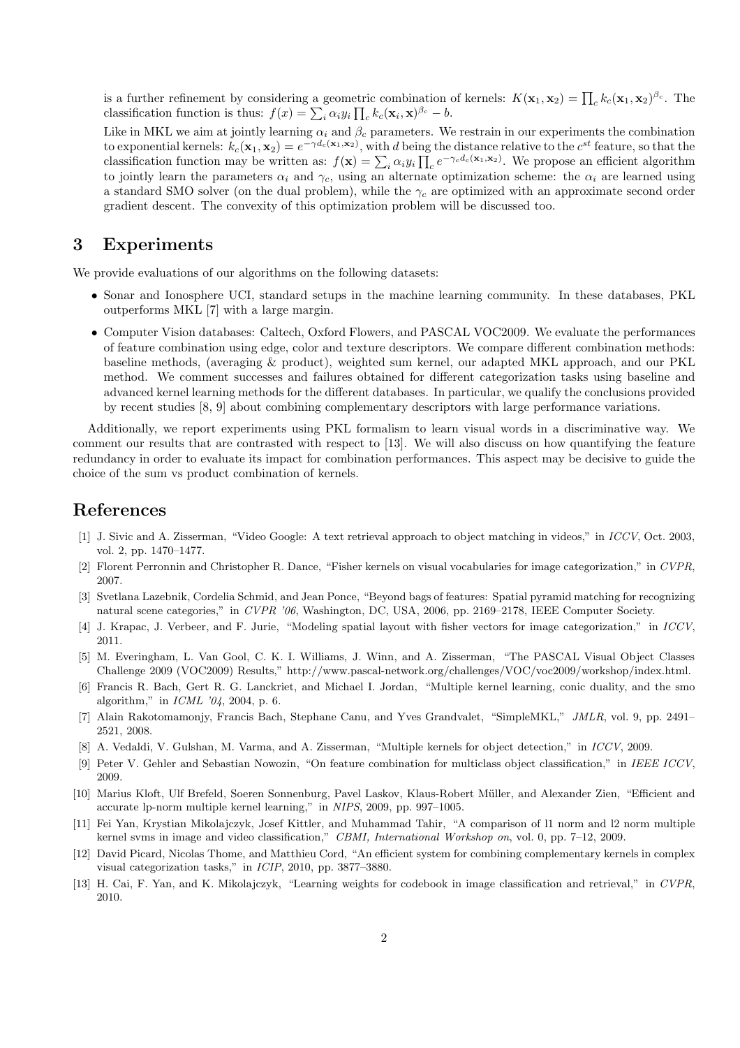is a further refinement by considering a geometric combination of kernels: $K(\mathbf{x}_1, \mathbf{x}_2) = \prod_c k_c(\mathbf{x}_1, \mathbf{x}_2)^{\beta_c}$. The classification function is thus: $f(x) = \sum_i \alpha_i y_i \prod_c k_c(\mathbf{x}_i, \mathbf{x})^{\beta_c} - b$.

Like in MKL we aim at jointly learning $\alpha_i$ and $\beta_c$ parameters. We restrain in our experiments the combination to exponential kernels: $k_c(\mathbf{x}_1, \mathbf{x}_2) = e^{-\gamma d_c(\mathbf{x}_1, \mathbf{x}_2)}$, with $d$ being the distance relative to the $c^{st}$ feature, so that the classification function may be written as: $f(\mathbf{x}) = \sum_i \alpha_i y_i \prod_c e^{-\gamma_c d_c(\mathbf{x}_1, \mathbf{x}_2)}$. We propose an efficient algorithm to jointly learn the parameters $\alpha_i$ and $\gamma_c$, using an alternate optimization scheme: the $\alpha_i$ are learned using a standard SMO solver (on the dual problem), while the $\gamma_c$ are optimized with an approximate second order gradient descent. The convexity of this optimization problem will be discussed too.

## 3 Experiments

We provide evaluations of our algorithms on the following datasets:

- Sonar and Ionosphere UCI, standard setups in the machine learning community. In these databases, PKL outperforms MKL [7] with a large margin.
- Computer Vision databases: Caltech, Oxford Flowers, and PASCAL VOC2009. We evaluate the performances of feature combination using edge, color and texture descriptors. We compare different combination methods: baseline methods, (averaging & product), weighted sum kernel, our adapted MKL approach, and our PKL method. We comment successes and failures obtained for different categorization tasks using baseline and advanced kernel learning methods for the different databases. In particular, we qualify the conclusions provided by recent studies [8, 9] about combining complementary descriptors with large performance variations.

Additionally, we report experiments using PKL formalism to learn visual words in a discriminative way. We comment our results that are contrasted with respect to [13]. We will also discuss on how quantifying the feature redundancy in order to evaluate its impact for combination performances. This aspect may be decisive to guide the choice of the sum vs product combination of kernels.

## References

[1] J. Sivic and A. Zisserman, "Video Google: A text retrieval approach to object matching in videos," in *ICCV*, Oct. 2003, vol. 2, pp. 1470–1477.

[2] Florent Perronnin and Christopher R. Dance, "Fisher kernels on visual vocabularies for image categorization," in *CVPR*, 2007.

[3] Svetlana Lazebnik, Cordelia Schmid, and Jean Ponce, "Beyond bags of features: Spatial pyramid matching for recognizing natural scene categories," in *CVPR '06*, Washington, DC, USA, 2006, pp. 2169–2178, IEEE Computer Society.

[4] J. Krapac, J. Verbeer, and F. Jurie, "Modeling spatial layout with fisher vectors for image categorization," in *ICCV*, 2011.

[5] M. Everingham, L. Van Gool, C. K. I. Williams, J. Winn, and A. Zisserman, "The PASCAL Visual Object Classes Challenge 2009 (VOC2009) Results," http://www.pascal-network.org/challenges/VOC/voc2009/workshop/index.html.

[6] Francis R. Bach, Gert R. G. Lanckriet, and Michael I. Jordan, "Multiple kernel learning, conic duality, and the smo algorithm," in *ICML '04*, 2004, p. 6.

[7] Alain Rakotomamonjy, Francis Bach, Stephane Canu, and Yves Grandvalet, "SimpleMKL," *JMLR*, vol. 9, pp. 2491–2521, 2008.

[8] A. Vedaldi, V. Gulshan, M. Varma, and A. Zisserman, "Multiple kernels for object detection," in *ICCV*, 2009.

[9] Peter V. Gehler and Sebastian Nowozin, "On feature combination for multiclass object classification," in *IEEE ICCV*, 2009.

[10] Marius Kloft, Ulf Brefeld, Soeren Sonnenburg, Pavel Laskov, Klaus-Robert Müller, and Alexander Zien, "Efficient and accurate lp-norm multiple kernel learning," in *NIPS*, 2009, pp. 997–1005.

[11] Fei Yan, Krystian Mikolajczyk, Josef Kittler, and Muhammad Tahir, "A comparison of l1 norm and l2 norm multiple kernel svms in image and video classification," *CBMI, International Workshop on*, vol. 0, pp. 7–12, 2009.

[12] David Picard, Nicolas Thome, and Matthieu Cord, "An efficient system for combining complementary kernels in complex visual categorization tasks," in *ICIP*, 2010, pp. 3877–3880.

[13] H. Cai, F. Yan, and K. Mikolajczyk, "Learning weights for codebook in image classification and retrieval," in *CVPR*, 2010.